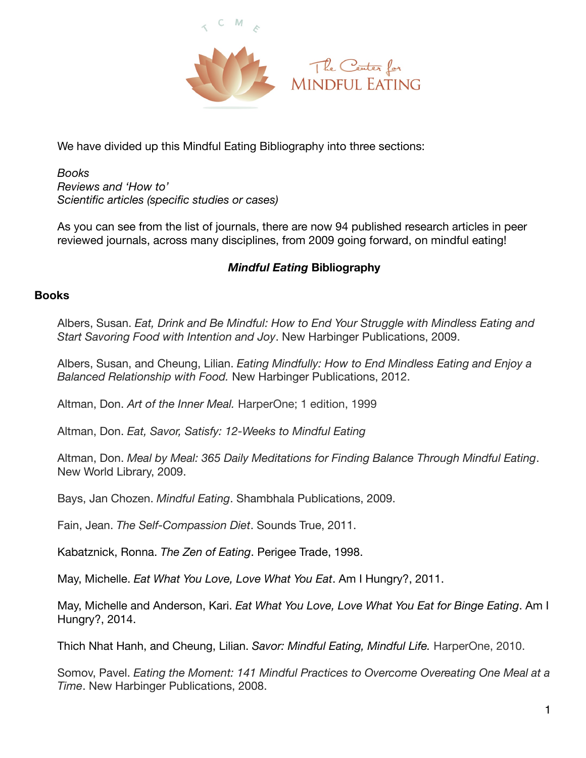We have divided up this Mindful Eating Bibliography into three sections:

*Books*
*Reviews and 'How to'*
*Scientific articles (specific studies or cases)*

As you can see from the list of journals, there are now 94 published research articles in peer reviewed journals, across many disciplines, from 2009 going forward, on mindful eating!

## ***Mindful Eating*** **Bibliography**

### Books

Albers, Susan. *Eat, Drink and Be Mindful: How to End Your Struggle with Mindless Eating and Start Savoring Food with Intention and Joy*. New Harbinger Publications, 2009.

Albers, Susan, and Cheung, Lilian. *Eating Mindfully: How to End Mindless Eating and Enjoy a Balanced Relationship with Food.* New Harbinger Publications, 2012.

Altman, Don. *Art of the Inner Meal.* HarperOne; 1 edition, 1999

Altman, Don. *Eat, Savor, Satisfy: 12-Weeks to Mindful Eating*

Altman, Don. *Meal by Meal: 365 Daily Meditations for Finding Balance Through Mindful Eating*. New World Library, 2009.

Bays, Jan Chozen. *Mindful Eating*. Shambhala Publications, 2009.

Fain, Jean. *The Self-Compassion Diet*. Sounds True, 2011.

Kabatznick, Ronna. *The Zen of Eating*. Perigee Trade, 1998.

May, Michelle. *Eat What You Love, Love What You Eat*. Am I Hungry?, 2011.

May, Michelle and Anderson, Kari. *Eat What You Love, Love What You Eat for Binge Eating*. Am I Hungry?, 2014.

Thich Nhat Hanh, and Cheung, Lilian. *Savor: Mindful Eating, Mindful Life.* HarperOne, 2010.

Somov, Pavel. *Eating the Moment: 141 Mindful Practices to Overcome Overeating One Meal at a Time*. New Harbinger Publications, 2008.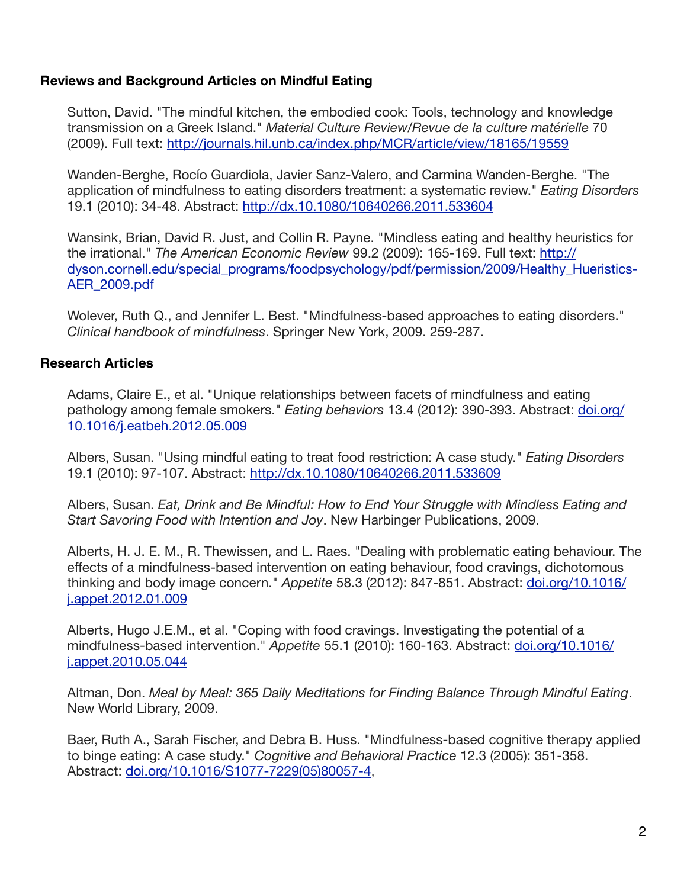### Reviews and Background Articles on Mindful Eating

Sutton, David. "The mindful kitchen, the embodied cook: Tools, technology and knowledge transmission on a Greek Island." *Material Culture Review/Revue de la culture matérielle* 70 (2009). Full text: http://journals.hil.unb.ca/index.php/MCR/article/view/18165/19559

Wanden-Berghe, Rocío Guardiola, Javier Sanz-Valero, and Carmina Wanden-Berghe. "The application of mindfulness to eating disorders treatment: a systematic review." *Eating Disorders* 19.1 (2010): 34-48. Abstract: http://dx.10.1080/10640266.2011.533604

Wansink, Brian, David R. Just, and Collin R. Payne. "Mindless eating and healthy heuristics for the irrational." *The American Economic Review* 99.2 (2009): 165-169. Full text: http://dyson.cornell.edu/special_programs/foodpsychology/pdf/permission/2009/Healthy_Hueristics-AER_2009.pdf

Wolever, Ruth Q., and Jennifer L. Best. "Mindfulness-based approaches to eating disorders." *Clinical handbook of mindfulness*. Springer New York, 2009. 259-287.

### Research Articles

Adams, Claire E., et al. "Unique relationships between facets of mindfulness and eating pathology among female smokers." *Eating behaviors* 13.4 (2012): 390-393. Abstract: doi.org/10.1016/j.eatbeh.2012.05.009

Albers, Susan. "Using mindful eating to treat food restriction: A case study." *Eating Disorders* 19.1 (2010): 97-107. Abstract: http://dx.10.1080/10640266.2011.533609

Albers, Susan. *Eat, Drink and Be Mindful: How to End Your Struggle with Mindless Eating and Start Savoring Food with Intention and Joy*. New Harbinger Publications, 2009.

Alberts, H. J. E. M., R. Thewissen, and L. Raes. "Dealing with problematic eating behaviour. The effects of a mindfulness-based intervention on eating behaviour, food cravings, dichotomous thinking and body image concern." *Appetite* 58.3 (2012): 847-851. Abstract: doi.org/10.1016/j.appet.2012.01.009

Alberts, Hugo J.E.M., et al. "Coping with food cravings. Investigating the potential of a mindfulness-based intervention." *Appetite* 55.1 (2010): 160-163. Abstract: doi.org/10.1016/j.appet.2010.05.044

Altman, Don. *Meal by Meal: 365 Daily Meditations for Finding Balance Through Mindful Eating*. New World Library, 2009.

Baer, Ruth A., Sarah Fischer, and Debra B. Huss. "Mindfulness-based cognitive therapy applied to binge eating: A case study." *Cognitive and Behavioral Practice* 12.3 (2005): 351-358. Abstract: doi.org/10.1016/S1077-7229(05)80057-4,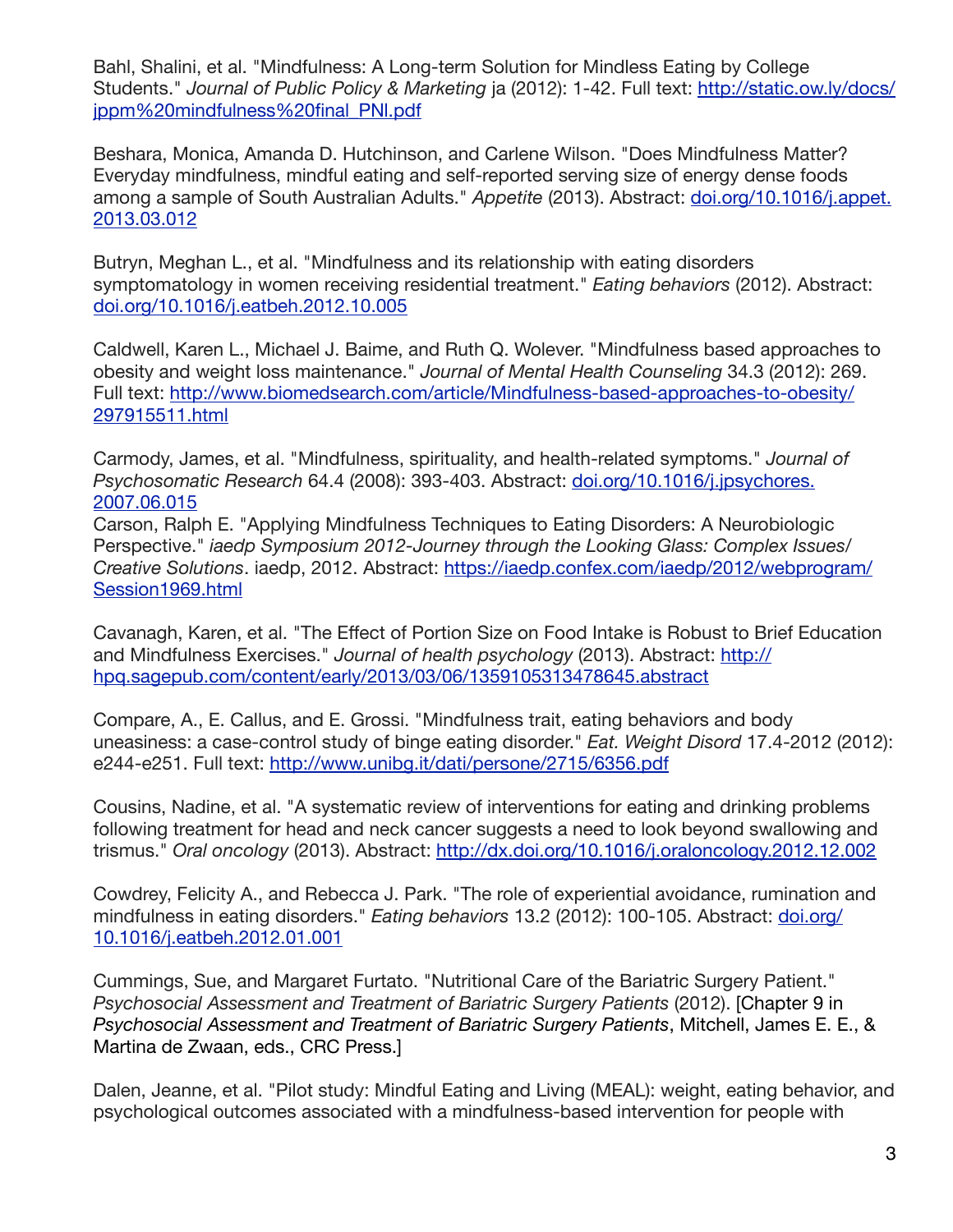Bahl, Shalini, et al. "Mindfulness: A Long-term Solution for Mindless Eating by College Students." *Journal of Public Policy & Marketing* ja (2012): 1-42. Full text: http://static.ow.ly/docs/jppm%20mindfulness%20final_PNl.pdf

Beshara, Monica, Amanda D. Hutchinson, and Carlene Wilson. "Does Mindfulness Matter? Everyday mindfulness, mindful eating and self-reported serving size of energy dense foods among a sample of South Australian Adults." *Appetite* (2013). Abstract: doi.org/10.1016/j.appet.2013.03.012

Butryn, Meghan L., et al. "Mindfulness and its relationship with eating disorders symptomatology in women receiving residential treatment." *Eating behaviors* (2012). Abstract: doi.org/10.1016/j.eatbeh.2012.10.005

Caldwell, Karen L., Michael J. Baime, and Ruth Q. Wolever. "Mindfulness based approaches to obesity and weight loss maintenance." *Journal of Mental Health Counseling* 34.3 (2012): 269. Full text: http://www.biomedsearch.com/article/Mindfulness-based-approaches-to-obesity/297915511.html

Carmody, James, et al. "Mindfulness, spirituality, and health-related symptoms." *Journal of Psychosomatic Research* 64.4 (2008): 393-403. Abstract: doi.org/10.1016/j.jpsychores.2007.06.015

Carson, Ralph E. "Applying Mindfulness Techniques to Eating Disorders: A Neurobiologic Perspective." *iaedp Symposium 2012-Journey through the Looking Glass: Complex Issues/Creative Solutions*. iaedp, 2012. Abstract: https://iaedp.confex.com/iaedp/2012/webprogram/Session1969.html

Cavanagh, Karen, et al. "The Effect of Portion Size on Food Intake is Robust to Brief Education and Mindfulness Exercises." *Journal of health psychology* (2013). Abstract: http://hpq.sagepub.com/content/early/2013/03/06/1359105313478645.abstract

Compare, A., E. Callus, and E. Grossi. "Mindfulness trait, eating behaviors and body uneasiness: a case-control study of binge eating disorder." *Eat. Weight Disord* 17.4-2012 (2012): e244-e251. Full text: http://www.unibg.it/dati/persone/2715/6356.pdf

Cousins, Nadine, et al. "A systematic review of interventions for eating and drinking problems following treatment for head and neck cancer suggests a need to look beyond swallowing and trismus." *Oral oncology* (2013). Abstract: http://dx.doi.org/10.1016/j.oraloncology.2012.12.002

Cowdrey, Felicity A., and Rebecca J. Park. "The role of experiential avoidance, rumination and mindfulness in eating disorders." *Eating behaviors* 13.2 (2012): 100-105. Abstract: doi.org/10.1016/j.eatbeh.2012.01.001

Cummings, Sue, and Margaret Furtato. "Nutritional Care of the Bariatric Surgery Patient." *Psychosocial Assessment and Treatment of Bariatric Surgery Patients* (2012). [Chapter 9 in *Psychosocial Assessment and Treatment of Bariatric Surgery Patients*, Mitchell, James E. E., & Martina de Zwaan, eds., CRC Press.]

Dalen, Jeanne, et al. "Pilot study: Mindful Eating and Living (MEAL): weight, eating behavior, and psychological outcomes associated with a mindfulness-based intervention for people with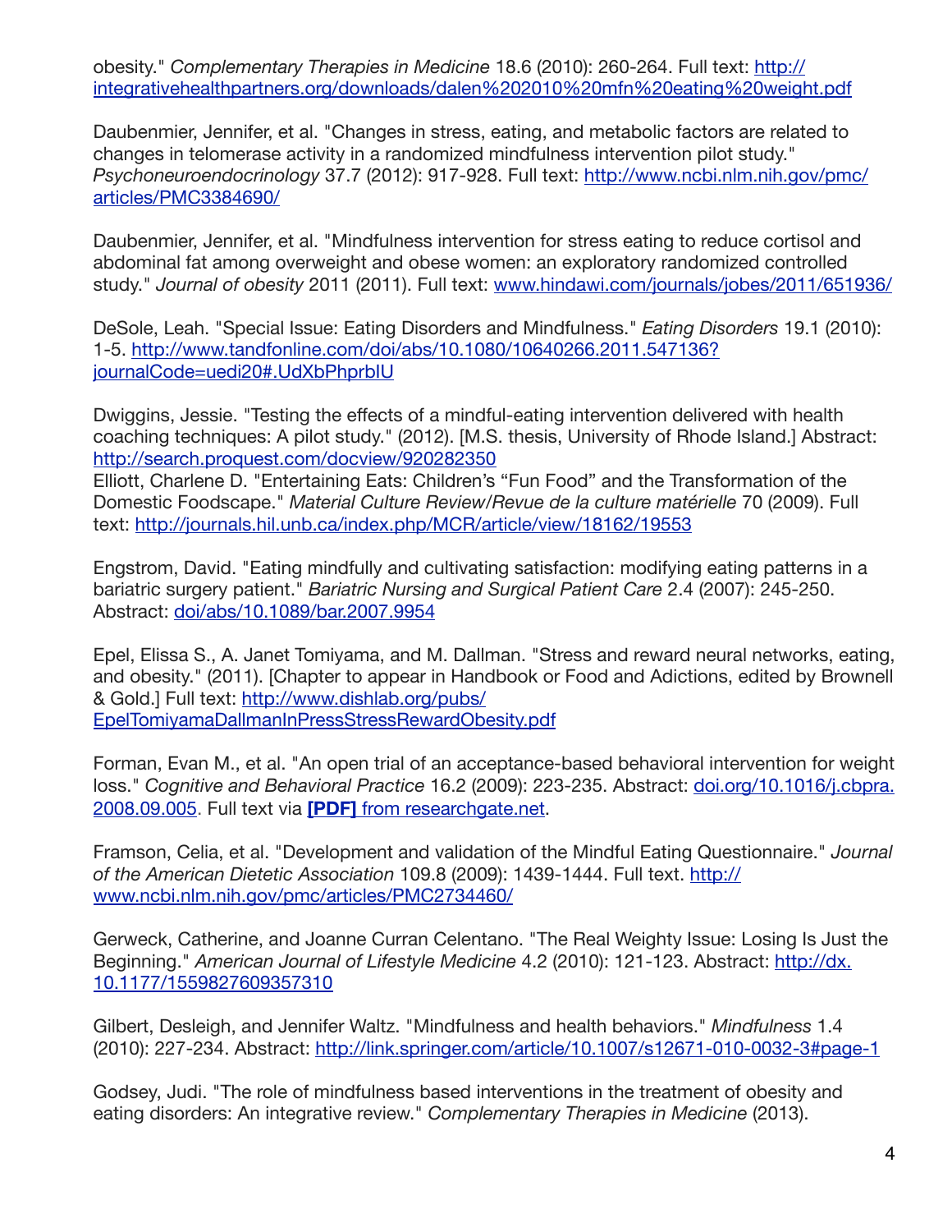obesity." *Complementary Therapies in Medicine* 18.6 (2010): 260-264. Full text: http://integrativehealthpartners.org/downloads/dalen%202010%20mfn%20eating%20weight.pdf

Daubenmier, Jennifer, et al. "Changes in stress, eating, and metabolic factors are related to changes in telomerase activity in a randomized mindfulness intervention pilot study." *Psychoneuroendocrinology* 37.7 (2012): 917-928. Full text: http://www.ncbi.nlm.nih.gov/pmc/articles/PMC3384690/

Daubenmier, Jennifer, et al. "Mindfulness intervention for stress eating to reduce cortisol and abdominal fat among overweight and obese women: an exploratory randomized controlled study." *Journal of obesity* 2011 (2011). Full text: www.hindawi.com/journals/jobes/2011/651936/

DeSole, Leah. "Special Issue: Eating Disorders and Mindfulness." *Eating Disorders* 19.1 (2010): 1-5. http://www.tandfonline.com/doi/abs/10.1080/10640266.2011.547136?journalCode=uedi20#.UdXbPhprbIU

Dwiggins, Jessie. "Testing the effects of a mindful-eating intervention delivered with health coaching techniques: A pilot study." (2012). [M.S. thesis, University of Rhode Island.] Abstract: http://search.proquest.com/docview/920282350

Elliott, Charlene D. "Entertaining Eats: Children's "Fun Food" and the Transformation of the Domestic Foodscape." *Material Culture Review/Revue de la culture matérielle* 70 (2009). Full text: http://journals.hil.unb.ca/index.php/MCR/article/view/18162/19553

Engstrom, David. "Eating mindfully and cultivating satisfaction: modifying eating patterns in a bariatric surgery patient." *Bariatric Nursing and Surgical Patient Care* 2.4 (2007): 245-250. Abstract: doi/abs/10.1089/bar.2007.9954

Epel, Elissa S., A. Janet Tomiyama, and M. Dallman. "Stress and reward neural networks, eating, and obesity." (2011). [Chapter to appear in Handbook or Food and Adictions, edited by Brownell & Gold.] Full text: http://www.dishlab.org/pubs/EpelTomiyamaDallmanInPressStressRewardObesity.pdf

Forman, Evan M., et al. "An open trial of an acceptance-based behavioral intervention for weight loss." *Cognitive and Behavioral Practice* 16.2 (2009): 223-235. Abstract: doi.org/10.1016/j.cbpra.2008.09.005. Full text via **[PDF]** from researchgate.net.

Framson, Celia, et al. "Development and validation of the Mindful Eating Questionnaire." *Journal of the American Dietetic Association* 109.8 (2009): 1439-1444. Full text. http://www.ncbi.nlm.nih.gov/pmc/articles/PMC2734460/

Gerweck, Catherine, and Joanne Curran Celentano. "The Real Weighty Issue: Losing Is Just the Beginning." *American Journal of Lifestyle Medicine* 4.2 (2010): 121-123. Abstract: http://dx.10.1177/1559827609357310

Gilbert, Desleigh, and Jennifer Waltz. "Mindfulness and health behaviors." *Mindfulness* 1.4 (2010): 227-234. Abstract: http://link.springer.com/article/10.1007/s12671-010-0032-3#page-1

Godsey, Judi. "The role of mindfulness based interventions in the treatment of obesity and eating disorders: An integrative review." *Complementary Therapies in Medicine* (2013).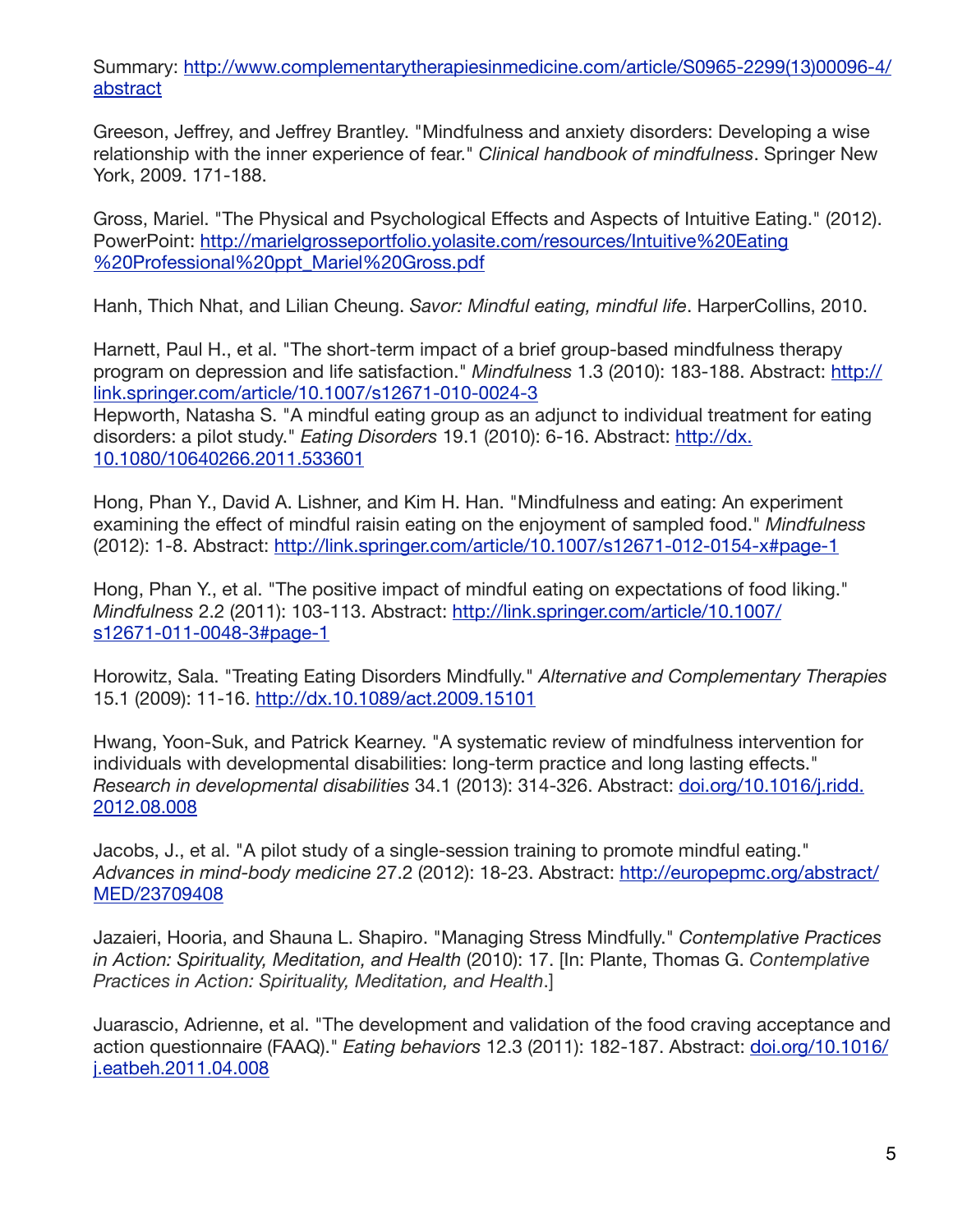Summary: [http://www.complementarytherapiesinmedicine.com/article/S0965-2299(13)00096-4/abstract](http://www.complementarytherapiesinmedicine.com/article/S0965-2299(13)00096-4/abstract)

Greeson, Jeffrey, and Jeffrey Brantley. "Mindfulness and anxiety disorders: Developing a wise relationship with the inner experience of fear." *Clinical handbook of mindfulness*. Springer New York, 2009. 171-188.

Gross, Mariel. "The Physical and Psychological Effects and Aspects of Intuitive Eating." (2012). PowerPoint: [http://marielgrosseportfolio.yolasite.com/resources/Intuitive%20Eating%20Professional%20ppt_Mariel%20Gross.pdf](http://marielgrosseportfolio.yolasite.com/resources/Intuitive%20Eating%20Professional%20ppt_Mariel%20Gross.pdf)

Hanh, Thich Nhat, and Lilian Cheung. *Savor: Mindful eating, mindful life*. HarperCollins, 2010.

Harnett, Paul H., et al. "The short-term impact of a brief group-based mindfulness therapy program on depression and life satisfaction." *Mindfulness* 1.3 (2010): 183-188. Abstract: [http://link.springer.com/article/10.1007/s12671-010-0024-3](http://link.springer.com/article/10.1007/s12671-010-0024-3)

Hepworth, Natasha S. "A mindful eating group as an adjunct to individual treatment for eating disorders: a pilot study." *Eating Disorders* 19.1 (2010): 6-16. Abstract: [http://dx.10.1080/10640266.2011.533601](http://dx.10.1080/10640266.2011.533601)

Hong, Phan Y., David A. Lishner, and Kim H. Han. "Mindfulness and eating: An experiment examining the effect of mindful raisin eating on the enjoyment of sampled food." *Mindfulness* (2012): 1-8. Abstract: [http://link.springer.com/article/10.1007/s12671-012-0154-x#page-1](http://link.springer.com/article/10.1007/s12671-012-0154-x#page-1)

Hong, Phan Y., et al. "The positive impact of mindful eating on expectations of food liking." *Mindfulness* 2.2 (2011): 103-113. Abstract: [http://link.springer.com/article/10.1007/s12671-011-0048-3#page-1](http://link.springer.com/article/10.1007/s12671-011-0048-3#page-1)

Horowitz, Sala. "Treating Eating Disorders Mindfully." *Alternative and Complementary Therapies* 15.1 (2009): 11-16. [http://dx.10.1089/act.2009.15101](http://dx.10.1089/act.2009.15101)

Hwang, Yoon-Suk, and Patrick Kearney. "A systematic review of mindfulness intervention for individuals with developmental disabilities: long-term practice and long lasting effects." *Research in developmental disabilities* 34.1 (2013): 314-326. Abstract: [doi.org/10.1016/j.ridd.2012.08.008](doi.org/10.1016/j.ridd.2012.08.008)

Jacobs, J., et al. "A pilot study of a single-session training to promote mindful eating." *Advances in mind-body medicine* 27.2 (2012): 18-23. Abstract: [http://europepmc.org/abstract/MED/23709408](http://europepmc.org/abstract/MED/23709408)

Jazaieri, Hooria, and Shauna L. Shapiro. "Managing Stress Mindfully." *Contemplative Practices in Action: Spirituality, Meditation, and Health* (2010): 17. [In: Plante, Thomas G. *Contemplative Practices in Action: Spirituality, Meditation, and Health*.]

Juarascio, Adrienne, et al. "The development and validation of the food craving acceptance and action questionnaire (FAAQ)." *Eating behaviors* 12.3 (2011): 182-187. Abstract: [doi.org/10.1016/j.eatbeh.2011.04.008](doi.org/10.1016/j.eatbeh.2011.04.008)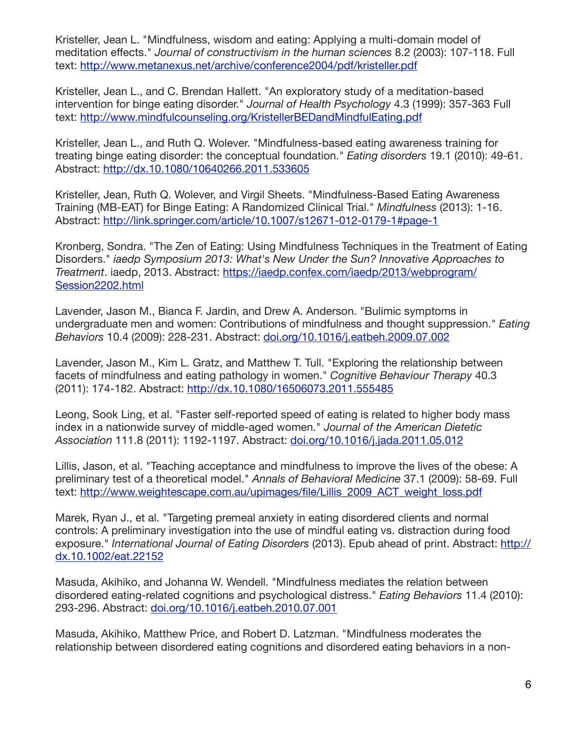Kristeller, Jean L. "Mindfulness, wisdom and eating: Applying a multi-domain model of meditation effects." *Journal of constructivism in the human sciences* 8.2 (2003): 107-118. Full text: http://www.metanexus.net/archive/conference2004/pdf/kristeller.pdf

Kristeller, Jean L., and C. Brendan Hallett. "An exploratory study of a meditation-based intervention for binge eating disorder." *Journal of Health Psychology* 4.3 (1999): 357-363 Full text: http://www.mindfulcounseling.org/KristellerBEDandMindfulEating.pdf

Kristeller, Jean L., and Ruth Q. Wolever. "Mindfulness-based eating awareness training for treating binge eating disorder: the conceptual foundation." *Eating disorders* 19.1 (2010): 49-61. Abstract: http://dx.10.1080/10640266.2011.533605

Kristeller, Jean, Ruth Q. Wolever, and Virgil Sheets. "Mindfulness-Based Eating Awareness Training (MB-EAT) for Binge Eating: A Randomized Clinical Trial." *Mindfulness* (2013): 1-16. Abstract: http://link.springer.com/article/10.1007/s12671-012-0179-1#page-1

Kronberg, Sondra. "The Zen of Eating: Using Mindfulness Techniques in the Treatment of Eating Disorders." *iaedp Symposium 2013: What's New Under the Sun? Innovative Approaches to Treatment*. iaedp, 2013. Abstract: https://iaedp.confex.com/iaedp/2013/webprogram/Session2202.html

Lavender, Jason M., Bianca F. Jardin, and Drew A. Anderson. "Bulimic symptoms in undergraduate men and women: Contributions of mindfulness and thought suppression." *Eating Behaviors* 10.4 (2009): 228-231. Abstract: doi.org/10.1016/j.eatbeh.2009.07.002

Lavender, Jason M., Kim L. Gratz, and Matthew T. Tull. "Exploring the relationship between facets of mindfulness and eating pathology in women." *Cognitive Behaviour Therapy* 40.3 (2011): 174-182. Abstract: http://dx.10.1080/16506073.2011.555485

Leong, Sook Ling, et al. "Faster self-reported speed of eating is related to higher body mass index in a nationwide survey of middle-aged women." *Journal of the American Dietetic Association* 111.8 (2011): 1192-1197. Abstract: doi.org/10.1016/j.jada.2011.05.012

Lillis, Jason, et al. "Teaching acceptance and mindfulness to improve the lives of the obese: A preliminary test of a theoretical model." *Annals of Behavioral Medicine* 37.1 (2009): 58-69. Full text: http://www.weightescape.com.au/upimages/file/Lillis_2009_ACT_weight_loss.pdf

Marek, Ryan J., et al. "Targeting premeal anxiety in eating disordered clients and normal controls: A preliminary investigation into the use of mindful eating vs. distraction during food exposure." *International Journal of Eating Disorders* (2013). Epub ahead of print. Abstract: http://dx.10.1002/eat.22152

Masuda, Akihiko, and Johanna W. Wendell. "Mindfulness mediates the relation between disordered eating-related cognitions and psychological distress." *Eating Behaviors* 11.4 (2010): 293-296. Abstract: doi.org/10.1016/j.eatbeh.2010.07.001

Masuda, Akihiko, Matthew Price, and Robert D. Latzman. "Mindfulness moderates the relationship between disordered eating cognitions and disordered eating behaviors in a non-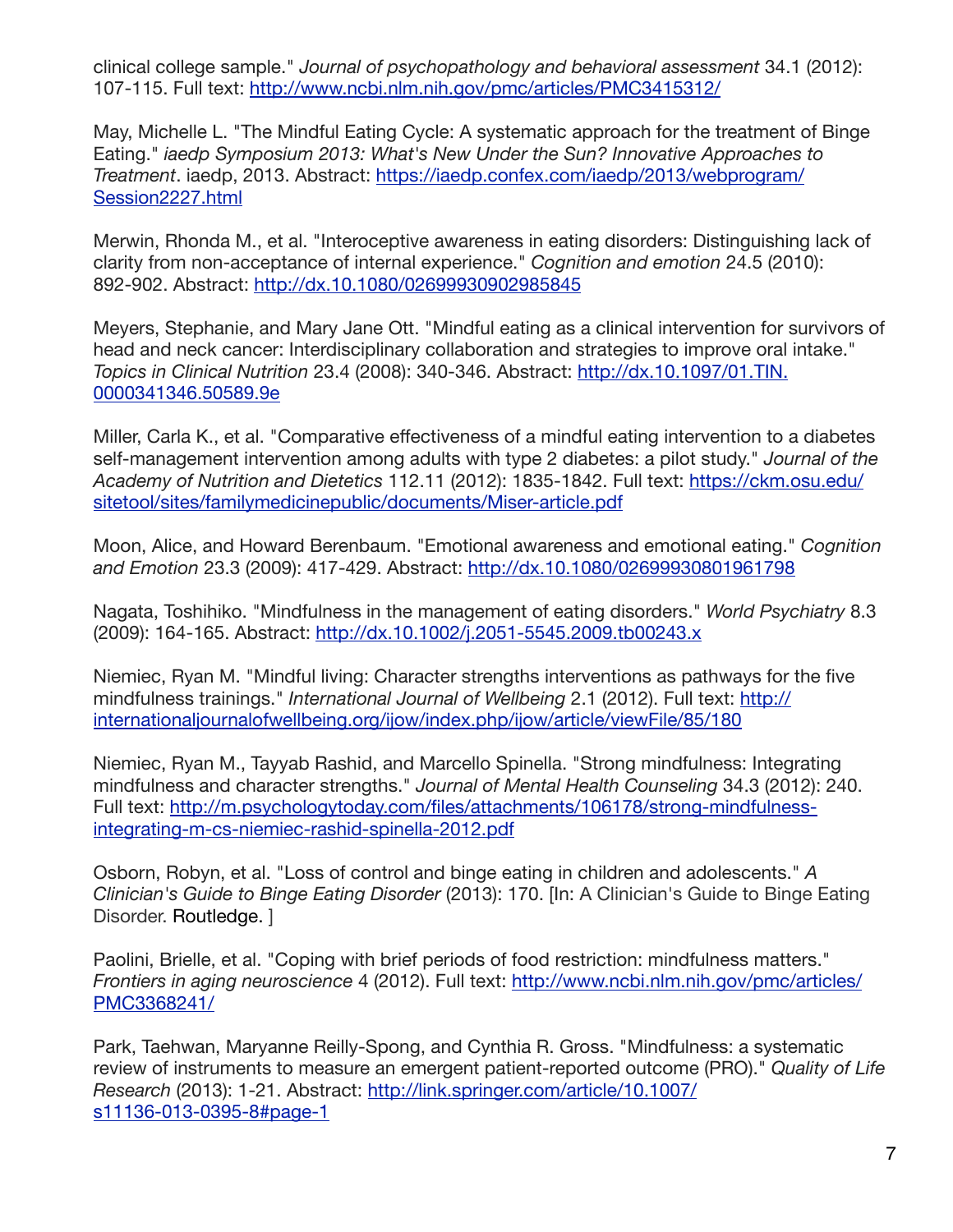clinical college sample." *Journal of psychopathology and behavioral assessment* 34.1 (2012): 107-115. Full text: http://www.ncbi.nlm.nih.gov/pmc/articles/PMC3415312/

May, Michelle L. "The Mindful Eating Cycle: A systematic approach for the treatment of Binge Eating." *iaedp Symposium 2013: What's New Under the Sun? Innovative Approaches to Treatment*. iaedp, 2013. Abstract: https://iaedp.confex.com/iaedp/2013/webprogram/Session2227.html

Merwin, Rhonda M., et al. "Interoceptive awareness in eating disorders: Distinguishing lack of clarity from non-acceptance of internal experience." *Cognition and emotion* 24.5 (2010): 892-902. Abstract: http://dx.10.1080/02699930902985845

Meyers, Stephanie, and Mary Jane Ott. "Mindful eating as a clinical intervention for survivors of head and neck cancer: Interdisciplinary collaboration and strategies to improve oral intake." *Topics in Clinical Nutrition* 23.4 (2008): 340-346. Abstract: http://dx.10.1097/01.TIN.0000341346.50589.9e

Miller, Carla K., et al. "Comparative effectiveness of a mindful eating intervention to a diabetes self-management intervention among adults with type 2 diabetes: a pilot study." *Journal of the Academy of Nutrition and Dietetics* 112.11 (2012): 1835-1842. Full text: https://ckm.osu.edu/sitetool/sites/familymedicinepublic/documents/Miser-article.pdf

Moon, Alice, and Howard Berenbaum. "Emotional awareness and emotional eating." *Cognition and Emotion* 23.3 (2009): 417-429. Abstract: http://dx.10.1080/02699930801961798

Nagata, Toshihiko. "Mindfulness in the management of eating disorders." *World Psychiatry* 8.3 (2009): 164-165. Abstract: http://dx.10.1002/j.2051-5545.2009.tb00243.x

Niemiec, Ryan M. "Mindful living: Character strengths interventions as pathways for the five mindfulness trainings." *International Journal of Wellbeing* 2.1 (2012). Full text: http://internationaljournalofwellbeing.org/ijow/index.php/ijow/article/viewFile/85/180

Niemiec, Ryan M., Tayyab Rashid, and Marcello Spinella. "Strong mindfulness: Integrating mindfulness and character strengths." *Journal of Mental Health Counseling* 34.3 (2012): 240. Full text: http://m.psychologytoday.com/files/attachments/106178/strong-mindfulness-integrating-m-cs-niemiec-rashid-spinella-2012.pdf

Osborn, Robyn, et al. "Loss of control and binge eating in children and adolescents." *A Clinician's Guide to Binge Eating Disorder* (2013): 170. [In: A Clinician's Guide to Binge Eating Disorder. Routledge. ]

Paolini, Brielle, et al. "Coping with brief periods of food restriction: mindfulness matters." *Frontiers in aging neuroscience* 4 (2012). Full text: http://www.ncbi.nlm.nih.gov/pmc/articles/PMC3368241/

Park, Taehwan, Maryanne Reilly-Spong, and Cynthia R. Gross. "Mindfulness: a systematic review of instruments to measure an emergent patient-reported outcome (PRO)." *Quality of Life Research* (2013): 1-21. Abstract: http://link.springer.com/article/10.1007/s11136-013-0395-8#page-1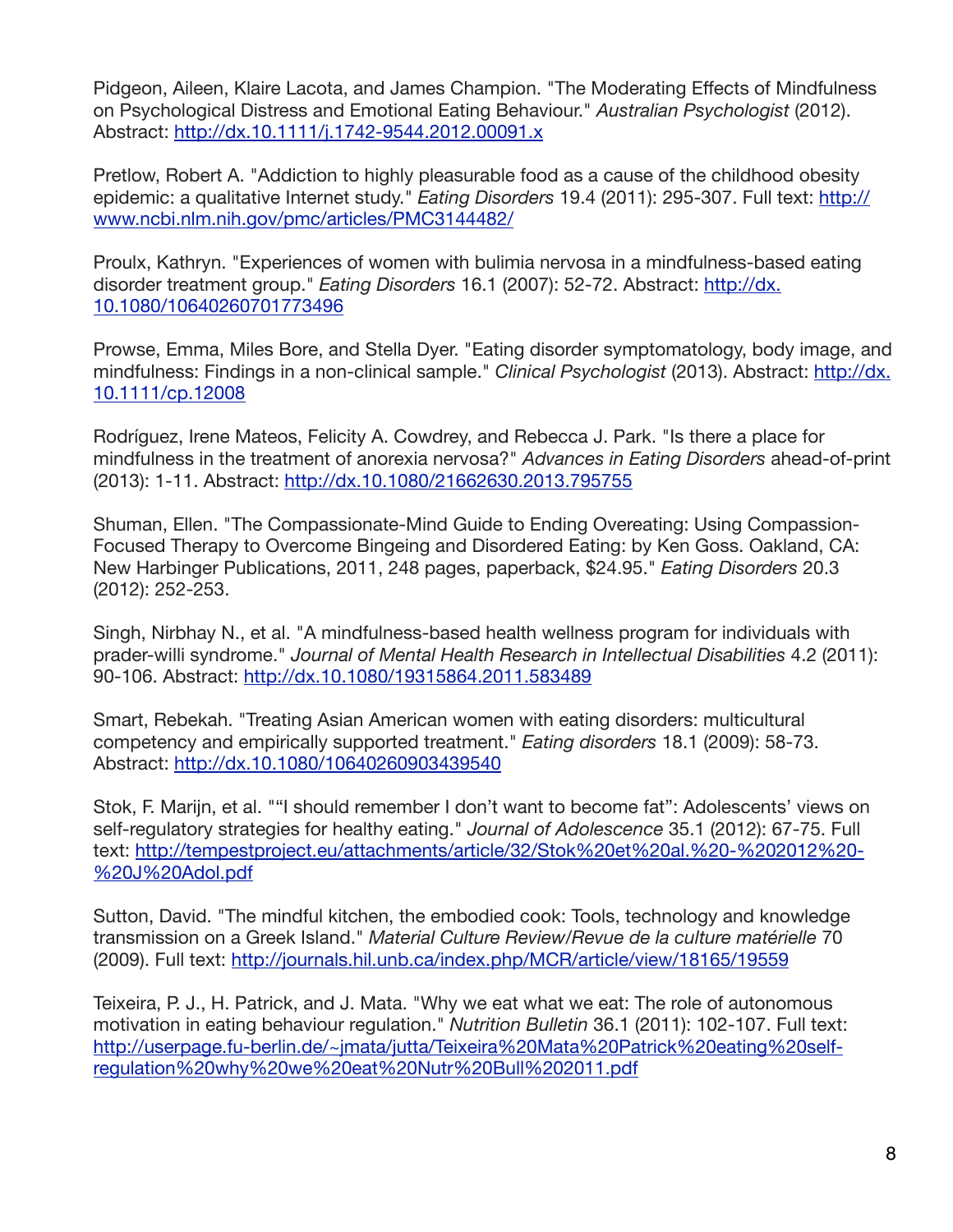Pidgeon, Aileen, Klaire Lacota, and James Champion. "The Moderating Effects of Mindfulness on Psychological Distress and Emotional Eating Behaviour." *Australian Psychologist* (2012). Abstract: http://dx.10.1111/j.1742-9544.2012.00091.x

Pretlow, Robert A. "Addiction to highly pleasurable food as a cause of the childhood obesity epidemic: a qualitative Internet study." *Eating Disorders* 19.4 (2011): 295-307. Full text: http://www.ncbi.nlm.nih.gov/pmc/articles/PMC3144482/

Proulx, Kathryn. "Experiences of women with bulimia nervosa in a mindfulness-based eating disorder treatment group." *Eating Disorders* 16.1 (2007): 52-72. Abstract: http://dx.10.1080/10640260701773496

Prowse, Emma, Miles Bore, and Stella Dyer. "Eating disorder symptomatology, body image, and mindfulness: Findings in a non-clinical sample." *Clinical Psychologist* (2013). Abstract: http://dx.10.1111/cp.12008

Rodríguez, Irene Mateos, Felicity A. Cowdrey, and Rebecca J. Park. "Is there a place for mindfulness in the treatment of anorexia nervosa?" *Advances in Eating Disorders* ahead-of-print (2013): 1-11. Abstract: http://dx.10.1080/21662630.2013.795755

Shuman, Ellen. "The Compassionate-Mind Guide to Ending Overeating: Using Compassion-Focused Therapy to Overcome Bingeing and Disordered Eating: by Ken Goss. Oakland, CA: New Harbinger Publications, 2011, 248 pages, paperback, $24.95." *Eating Disorders* 20.3 (2012): 252-253.

Singh, Nirbhay N., et al. "A mindfulness-based health wellness program for individuals with prader-willi syndrome." *Journal of Mental Health Research in Intellectual Disabilities* 4.2 (2011): 90-106. Abstract: http://dx.10.1080/19315864.2011.583489

Smart, Rebekah. "Treating Asian American women with eating disorders: multicultural competency and empirically supported treatment." *Eating disorders* 18.1 (2009): 58-73. Abstract: http://dx.10.1080/10640260903439540

Stok, F. Marijn, et al. ""I should remember I don't want to become fat": Adolescents' views on self-regulatory strategies for healthy eating." *Journal of Adolescence* 35.1 (2012): 67-75. Full text: http://tempestproject.eu/attachments/article/32/Stok%20et%20al.%20-%202012%20-%20J%20Adol.pdf

Sutton, David. "The mindful kitchen, the embodied cook: Tools, technology and knowledge transmission on a Greek Island." *Material Culture Review/Revue de la culture matérielle* 70 (2009). Full text: http://journals.hil.unb.ca/index.php/MCR/article/view/18165/19559

Teixeira, P. J., H. Patrick, and J. Mata. "Why we eat what we eat: The role of autonomous motivation in eating behaviour regulation." *Nutrition Bulletin* 36.1 (2011): 102-107. Full text: http://userpage.fu-berlin.de/~jmata/jutta/Teixeira%20Mata%20Patrick%20eating%20self-regulation%20why%20we%20eat%20Nutr%20Bull%202011.pdf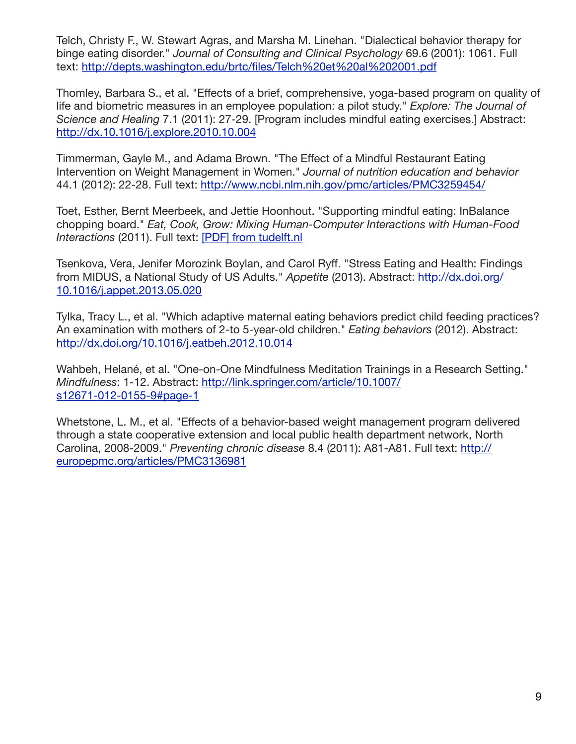Telch, Christy F., W. Stewart Agras, and Marsha M. Linehan. "Dialectical behavior therapy for binge eating disorder." *Journal of Consulting and Clinical Psychology* 69.6 (2001): 1061. Full text: [http://depts.washington.edu/brtc/files/Telch%20et%20al%202001.pdf](http://depts.washington.edu/brtc/files/Telch%20et%20al%202001.pdf)

Thomley, Barbara S., et al. "Effects of a brief, comprehensive, yoga-based program on quality of life and biometric measures in an employee population: a pilot study." *Explore: The Journal of Science and Healing* 7.1 (2011): 27-29. [Program includes mindful eating exercises.] Abstract: [http://dx.10.1016/j.explore.2010.10.004](http://dx.10.1016/j.explore.2010.10.004)

Timmerman, Gayle M., and Adama Brown. "The Effect of a Mindful Restaurant Eating Intervention on Weight Management in Women." *Journal of nutrition education and behavior* 44.1 (2012): 22-28. Full text: [http://www.ncbi.nlm.nih.gov/pmc/articles/PMC3259454/](http://www.ncbi.nlm.nih.gov/pmc/articles/PMC3259454/)

Toet, Esther, Bernt Meerbeek, and Jettie Hoonhout. "Supporting mindful eating: InBalance chopping board." *Eat, Cook, Grow: Mixing Human-Computer Interactions with Human-Food Interactions* (2011). Full text: [PDF] from tudelft.nl

Tsenkova, Vera, Jenifer Morozink Boylan, and Carol Ryff. "Stress Eating and Health: Findings from MIDUS, a National Study of US Adults." *Appetite* (2013). Abstract: [http://dx.doi.org/10.1016/j.appet.2013.05.020](http://dx.doi.org/10.1016/j.appet.2013.05.020)

Tylka, Tracy L., et al. "Which adaptive maternal eating behaviors predict child feeding practices? An examination with mothers of 2-to 5-year-old children." *Eating behaviors* (2012). Abstract: [http://dx.doi.org/10.1016/j.eatbeh.2012.10.014](http://dx.doi.org/10.1016/j.eatbeh.2012.10.014)

Wahbeh, Helané, et al. "One-on-One Mindfulness Meditation Trainings in a Research Setting." *Mindfulness*: 1-12. Abstract: [http://link.springer.com/article/10.1007/s12671-012-0155-9#page-1](http://link.springer.com/article/10.1007/s12671-012-0155-9#page-1)

Whetstone, L. M., et al. "Effects of a behavior-based weight management program delivered through a state cooperative extension and local public health department network, North Carolina, 2008-2009." *Preventing chronic disease* 8.4 (2011): A81-A81. Full text: [http://europepmc.org/articles/PMC3136981](http://europepmc.org/articles/PMC3136981)